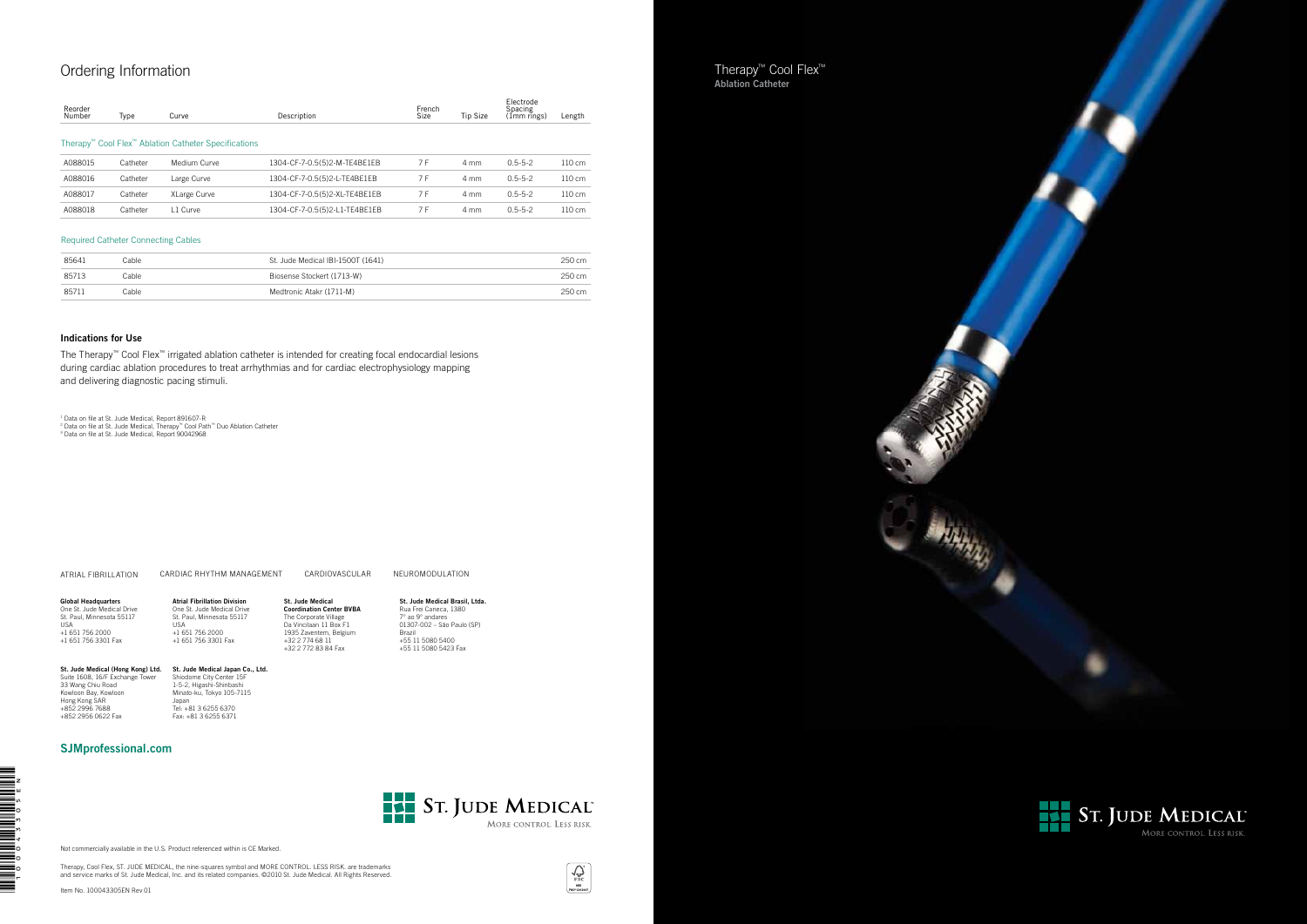# Ordering Information

| Reorder Number | Type | Curve | Description | French Size | Tip Size | Electrode Spacing (1mm rings) | Length |
|---|---|---|---|---|---|---|---|
| **Therapy™ Cool Flex™ Ablation Catheter Specifications** | | | | | | | |
| A088015 | Catheter | Medium Curve | 1304-CF-7-0.5(5)2-M-TE4BE1EB | 7 F | 4 mm | 0.5-5-2 | 110 cm |
| A088016 | Catheter | Large Curve | 1304-CF-7-0.5(5)2-L-TE4BE1EB | 7 F | 4 mm | 0.5-5-2 | 110 cm |
| A088017 | Catheter | XLarge Curve | 1304-CF-7-0.5(5)2-XL-TE4BE1EB | 7 F | 4 mm | 0.5-5-2 | 110 cm |
| A088018 | Catheter | L1 Curve | 1304-CF-7-0.5(5)2-L1-TE4BE1EB | 7 F | 4 mm | 0.5-5-2 | 110 cm |
| **Required Catheter Connecting Cables** | | | | | | | |
| 85641 | Cable | | St. Jude Medical IBI-1500T (1641) | | | | 250 cm |
| 85713 | Cable | | Biosense Stockert (1713-W) | | | | 250 cm |
| 85711 | Cable | | Medtronic Atakr (1711-M) | | | | 250 cm |

### Indications for Use

The Therapy™ Cool Flex™ irrigated ablation catheter is intended for creating focal endocardial lesions during cardiac ablation procedures to treat arrhythmias and for cardiac electrophysiology mapping and delivering diagnostic pacing stimuli.

[1] Data on file at St. Jude Medical, Report 891607-R
[2] Data on file at St. Jude Medical, Therapy™ Cool Path™ Duo Ablation Catheter
[3] Data on file at St. Jude Medical, Report 90042968

ATRIAL FIBRILLATION CARDIAC RHYTHM MANAGEMENT CARDIOVASCULAR NEUROMODULATION

**Global Headquarters**
One St. Jude Medical Drive
St. Paul, Minnesota 55117
USA
+1 651 756 2000
+1 651 756 3301 Fax

**Atrial Fibrillation Division**
One St. Jude Medical Drive
St. Paul, Minnesota 55117
USA
+1 651 756 2000
+1 651 756 3301 Fax

**St. Jude Medical Coordination Center BVBA**
The Corporate Village
Da Vincilaan 11 Box F1
1935 Zaventem, Belgium
+32 2 774 68 11
+32 2 772 83 84 Fax

**St. Jude Medical Brasil, Ltda.**
Rua Frei Caneca, 1380
7º ao 9º andares
01307-002 – São Paulo (SP)
Brazil
+55 11 5080 5400
+55 11 5080 5423 Fax

**St. Jude Medical (Hong Kong) Ltd.**
Suite 1608, 16/F Exchange Tower
33 Wang Chiu Road
Kowloon Bay, Kowloon
Hong Kong SAR
+852 2996 7688
+852 2956 0622 Fax

**St. Jude Medical Japan Co., Ltd.**
Shiodome City Center 15F
1-5-2, Higashi-Shinbashi
Minato-ku, Tokyo 105-7115
Japan
Tel: +81 3 6255 6370
Fax: +81 3 6255 6371

## SJMprofessional.com

ST. JUDE MEDICAL
MORE CONTROL. LESS RISK.

Not commercially available in the U.S. Product referenced within is CE Marked.

Therapy, Cool Flex, ST. JUDE MEDICAL, the nine-squares symbol and MORE CONTROL. LESS RISK. are trademarks and service marks of St. Jude Medical, Inc. and its related companies. ©2010 St. Jude Medical. All Rights Reserved.

Item No. 100043305EN Rev 01

# Therapy™ Cool Flex™

**Ablation Catheter**

ST. JUDE MEDICAL
MORE CONTROL. LESS RISK.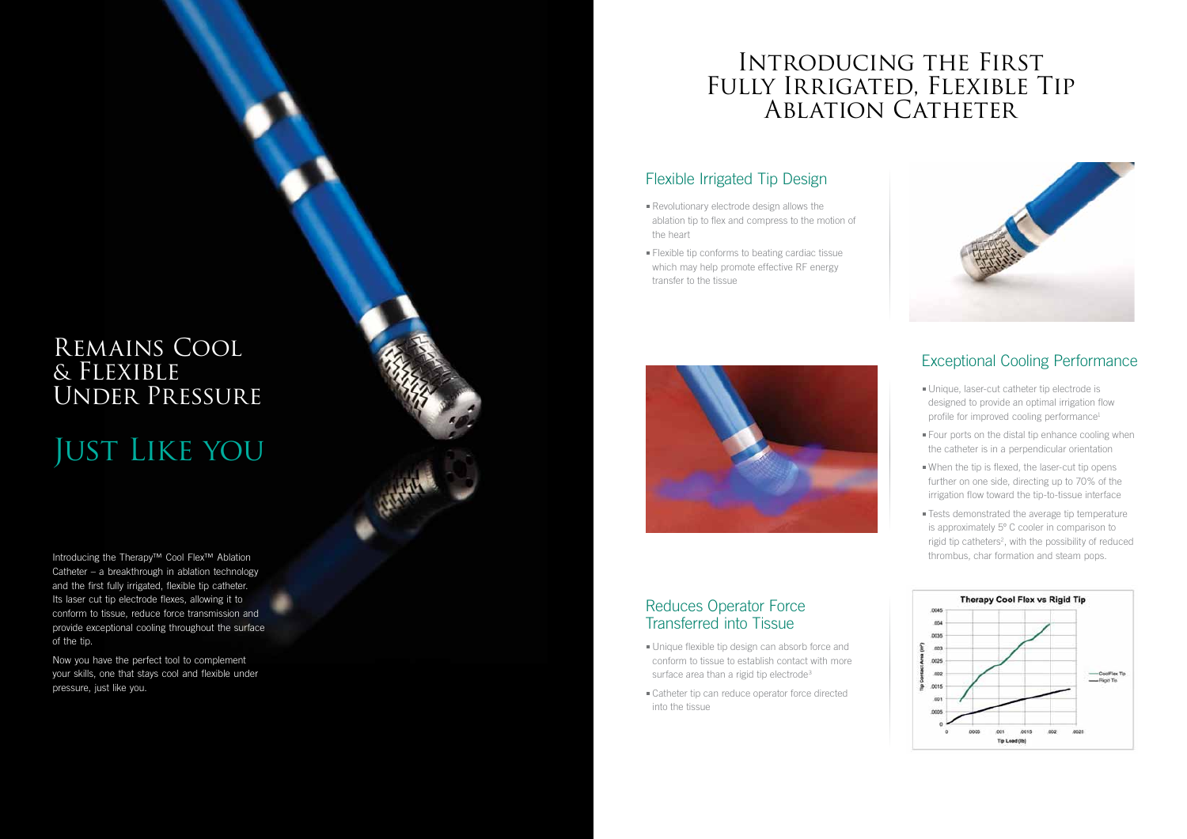# Remains Cool & Flexible Under Pressure

## Just Like You

Introducing the Therapy™ Cool Flex™ Ablation Catheter – a breakthrough in ablation technology and the first fully irrigated, flexible tip catheter. Its laser cut tip electrode flexes, allowing it to conform to tissue, reduce force transmission and provide exceptional cooling throughout the surface of the tip.

Now you have the perfect tool to complement your skills, one that stays cool and flexible under pressure, just like you.

# Introducing the First Fully Irrigated, Flexible Tip Ablation Catheter

## Flexible Irrigated Tip Design

- Revolutionary electrode design allows the ablation tip to flex and compress to the motion of the heart
- Flexible tip conforms to beating cardiac tissue which may help promote effective RF energy transfer to the tissue

## Exceptional Cooling Performance

- Unique, laser-cut catheter tip electrode is designed to provide an optimal irrigation flow profile for improved cooling performance[1]
- Four ports on the distal tip enhance cooling when the catheter is in a perpendicular orientation
- When the tip is flexed, the laser-cut tip opens further on one side, directing up to 70% of the irrigation flow toward the tip-to-tissue interface
- Tests demonstrated the average tip temperature is approximately 5° C cooler in comparison to rigid tip catheters[2], with the possibility of reduced thrombus, char formation and steam pops.

## Reduces Operator Force Transferred into Tissue

- Unique flexible tip design can absorb force and conform to tissue to establish contact with more surface area than a rigid tip electrode[3]
- Catheter tip can reduce operator force directed into the tissue

**Therapy Cool Flex vs Rigid Tip**

Tip Contact Area (in²)

.0045
.004
.0035
.003
.0025
.002
.0015
.001
.0005
0

Tip Load (lb)

0
.0005
.001
.0015
.002
.0025

CoolFlex Tip
Rigid Tip